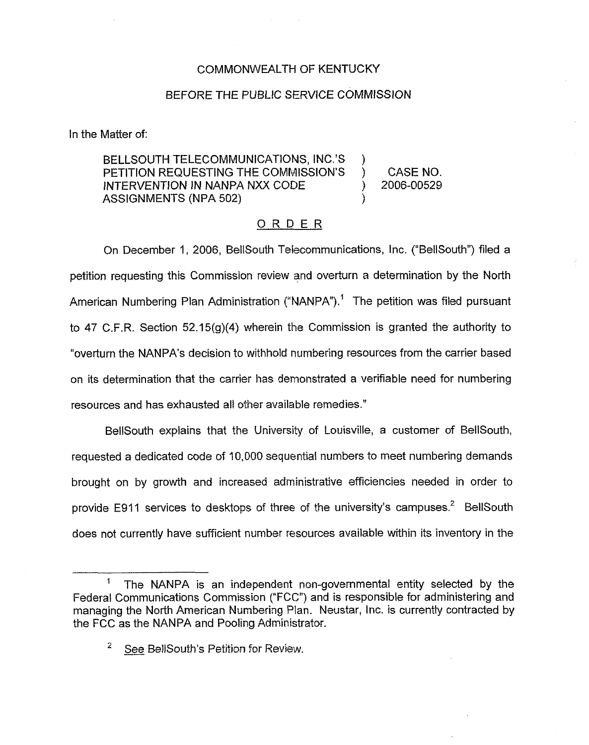COMMONWEALTH OF KENTUCKY

BEFORE THE PUBLIC SERVICE COMMISSION

In the Matter of:

BELLSOUTH TELECOMMUNICATIONS, INC.'S PETITION REQUESTING THE COMMISSION'S INTERVENTION IN NANPA NXX CODE ASSIGNMENTS (NPA 502) ) CASE NO. 2006-00529

## ORDER

On December 1, 2006, BellSouth Telecommunications, Inc. ("BellSouth") filed a petition requesting this Commission review and overturn a determination by the North American Numbering Plan Administration ("NANPA").[1] The petition was filed pursuant to 47 C.F.R. Section 52.15(g)(4) wherein the Commission is granted the authority to "overturn the NANPA's decision to withhold numbering resources from the carrier based on its determination that the carrier has demonstrated a verifiable need for numbering resources and has exhausted all other available remedies."

BellSouth explains that the University of Louisville, a customer of BellSouth, requested a dedicated code of 10,000 sequential numbers to meet numbering demands brought on by growth and increased administrative efficiencies needed in order to provide E911 services to desktops of three of the university's campuses.[2] BellSouth does not currently have sufficient number resources available within its inventory in the

---

[1] The NANPA is an independent non-governmental entity selected by the Federal Communications Commission ("FCC") and is responsible for administering and managing the North American Numbering Plan. Neustar, Inc. is currently contracted by the FCC as the NANPA and Pooling Administrator.

[2] See BellSouth's Petition for Review.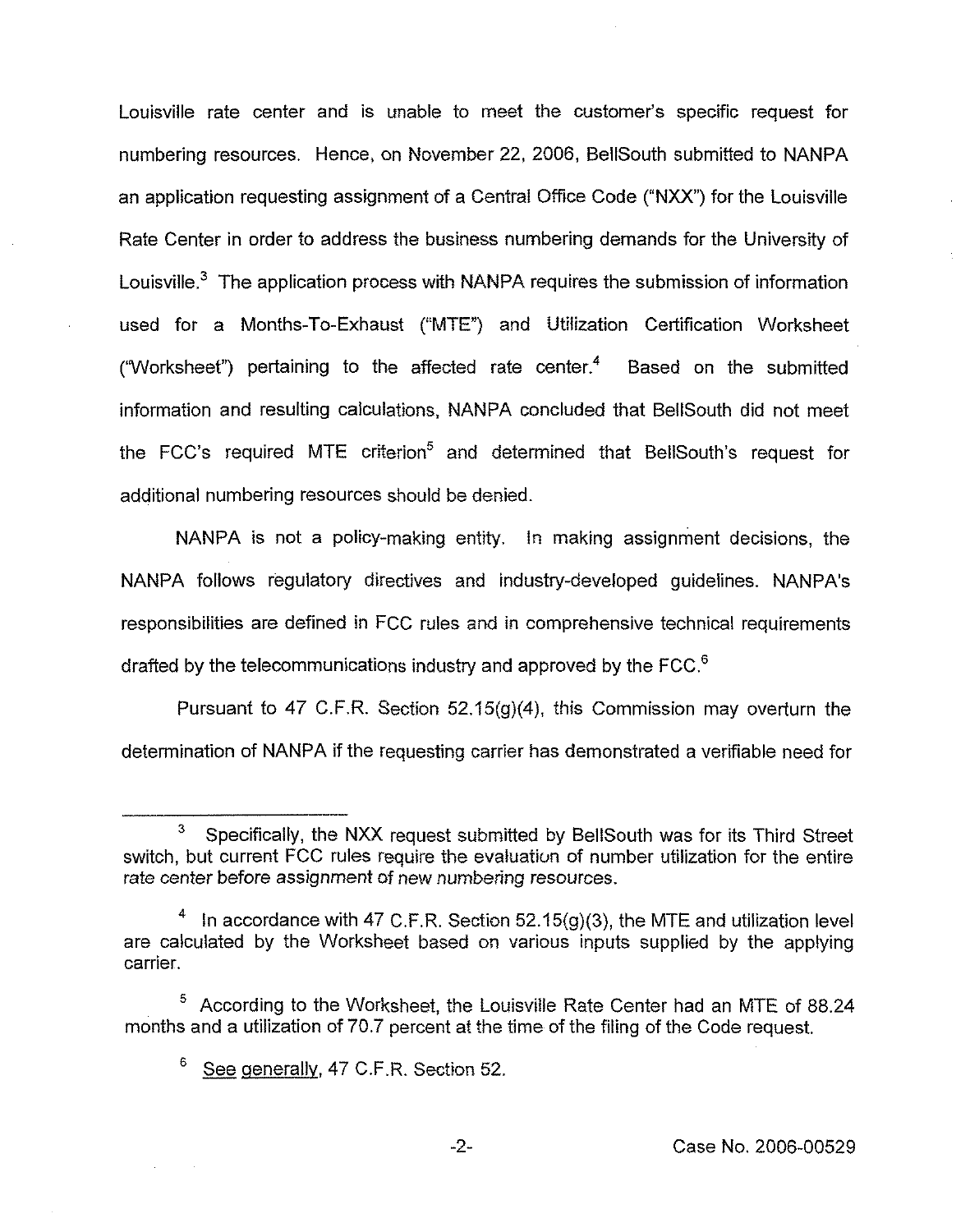Louisville rate center and is unable to meet the customer's specific request for numbering resources. Hence, on November 22, 2006, BellSouth submitted to NANPA an application requesting assignment of a Central Office Code ("NXX") for the Louisville Rate Center in order to address the business numbering demands for the University of Louisville.[3] The application process with NANPA requires the submission of information used for a Months-To-Exhaust ("MTE") and Utilization Certification Worksheet ("Worksheet") pertaining to the affected rate center.[4] Based on the submitted information and resulting calculations, NANPA concluded that BellSouth did not meet the FCC's required MTE criterion[5] and determined that BellSouth's request for additional numbering resources should be denied.

NANPA is not a policy-making entity. In making assignment decisions, the NANPA follows regulatory directives and industry-developed guidelines. NANPA's responsibilities are defined in FCC rules and in comprehensive technical requirements drafted by the telecommunications industry and approved by the FCC.[6]

Pursuant to 47 C.F.R. Section 52.15(g)(4), this Commission may overturn the determination of NANPA if the requesting carrier has demonstrated a verifiable need for

---

[3] Specifically, the NXX request submitted by BellSouth was for its Third Street switch, but current FCC rules require the evaluation of number utilization for the entire rate center before assignment of new numbering resources.

[4] In accordance with 47 C.F.R. Section 52.15(g)(3), the MTE and utilization level are calculated by the Worksheet based on various inputs supplied by the applying carrier.

[5] According to the Worksheet, the Louisville Rate Center had an MTE of 88.24 months and a utilization of 70.7 percent at the time of the filing of the Code request.

[6] See generally, 47 C.F.R. Section 52.

Case No. 2006-00529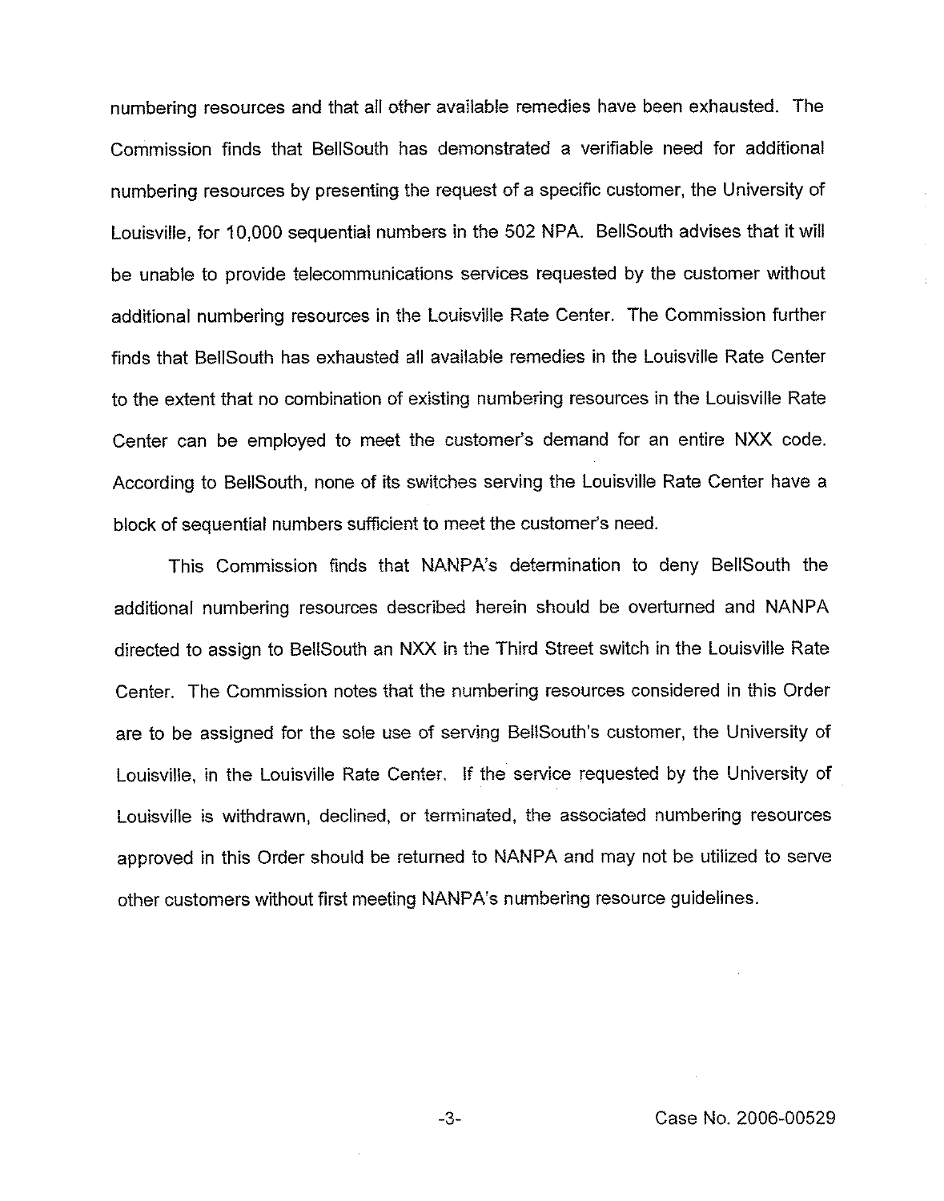numbering resources and that all other available remedies have been exhausted. The Commission finds that BellSouth has demonstrated a verifiable need for additional numbering resources by presenting the request of a specific customer, the University of Louisville, for 10,000 sequential numbers in the 502 NPA. BellSouth advises that it will be unable to provide telecommunications services requested by the customer without additional numbering resources in the Louisville Rate Center. The Commission further finds that BellSouth has exhausted all available remedies in the Louisville Rate Center to the extent that no combination of existing numbering resources in the Louisville Rate Center can be employed to meet the customer's demand for an entire NXX code. According to BellSouth, none of its switches serving the Louisville Rate Center have a block of sequential numbers sufficient to meet the customer's need.

This Commission finds that NANPA's determination to deny BellSouth the additional numbering resources described herein should be overturned and NANPA directed to assign to BellSouth an NXX in the Third Street switch in the Louisville Rate Center. The Commission notes that the numbering resources considered in this Order are to be assigned for the sole use of serving BellSouth's customer, the University of Louisville, in the Louisville Rate Center. If the service requested by the University of Louisville is withdrawn, declined, or terminated, the associated numbering resources approved in this Order should be returned to NANPA and may not be utilized to serve other customers without first meeting NANPA's numbering resource guidelines.

Case No. 2006-00529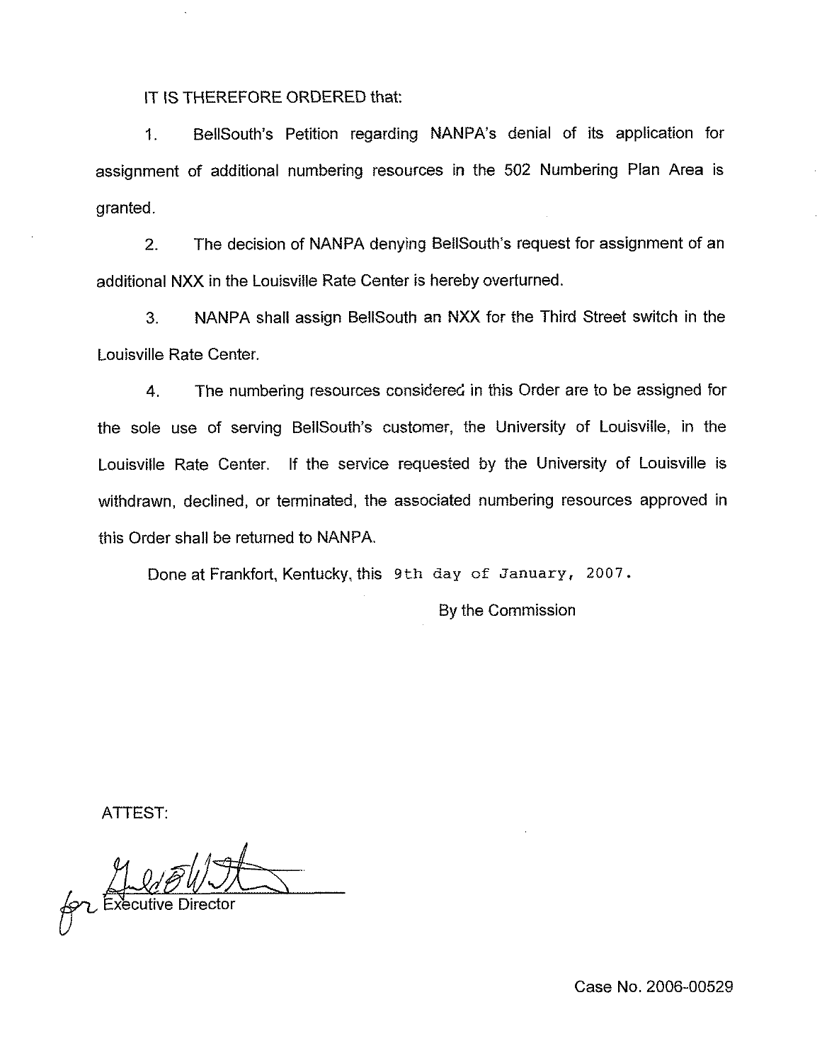IT IS THEREFORE ORDERED that:

1. BellSouth's Petition regarding NANPA's denial of its application for assignment of additional numbering resources in the 502 Numbering Plan Area is granted.

2. The decision of NANPA denying BellSouth's request for assignment of an additional NXX in the Louisville Rate Center is hereby overturned.

3. NANPA shall assign BellSouth an NXX for the Third Street switch in the Louisville Rate Center.

4. The numbering resources considered in this Order are to be assigned for the sole use of serving BellSouth's customer, the University of Louisville, in the Louisville Rate Center. If the service requested by the University of Louisville is withdrawn, declined, or terminated, the associated numbering resources approved in this Order shall be returned to NANPA.

Done at Frankfort, Kentucky, this 9th day of January, 2007.

By the Commission

ATTEST:

for Executive Director

Case No. 2006-00529